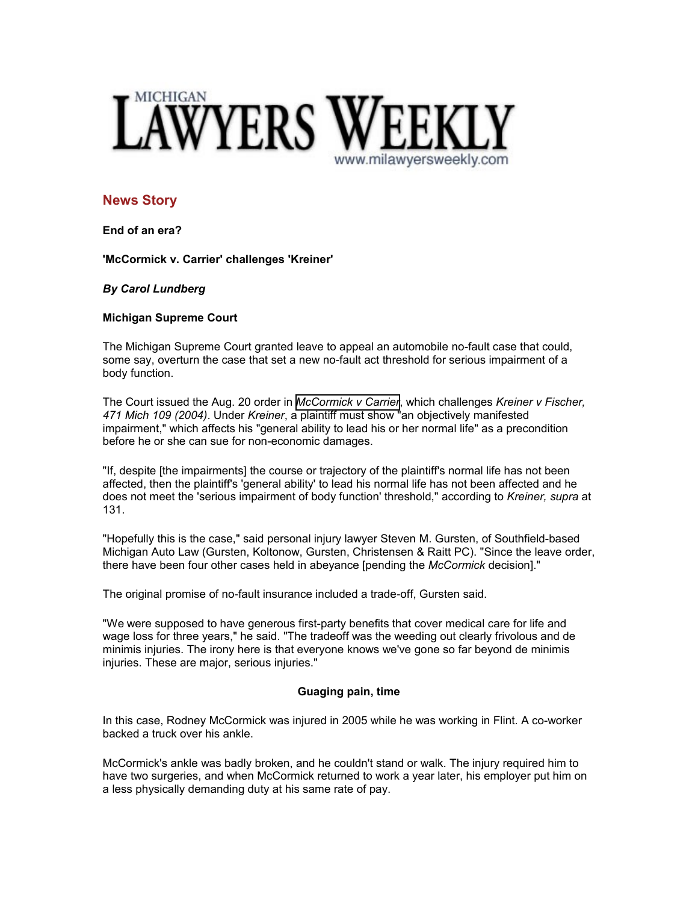# MICHIGAN LAWYERS WEEKLY

www.milawyersweekly.com

## News Story

**End of an era?**

**'McCormick v. Carrier' challenges 'Kreiner'**

***By Carol Lundberg***

**Michigan Supreme Court**

The Michigan Supreme Court granted leave to appeal an automobile no-fault case that could, some say, overturn the case that set a new no-fault act threshold for serious impairment of a body function.

The Court issued the Aug. 20 order in *McCormick v Carrier*, which challenges *Kreiner v Fischer, 471 Mich 109 (2004)*. Under *Kreiner*, a plaintiff must show "an objectively manifested impairment," which affects his "general ability to lead his or her normal life" as a precondition before he or she can sue for non-economic damages.

"If, despite [the impairments] the course or trajectory of the plaintiff's normal life has not been affected, then the plaintiff's 'general ability' to lead his normal life has not been affected and he does not meet the 'serious impairment of body function' threshold," according to *Kreiner, supra* at 131.

"Hopefully this is the case," said personal injury lawyer Steven M. Gursten, of Southfield-based Michigan Auto Law (Gursten, Koltonow, Gursten, Christensen & Raitt PC). "Since the leave order, there have been four other cases held in abeyance [pending the *McCormick* decision]."

The original promise of no-fault insurance included a trade-off, Gursten said.

"We were supposed to have generous first-party benefits that cover medical care for life and wage loss for three years," he said. "The tradeoff was the weeding out clearly frivolous and de minimis injuries. The irony here is that everyone knows we've gone so far beyond de minimis injuries. These are major, serious injuries."

**Guaging pain, time**

In this case, Rodney McCormick was injured in 2005 while he was working in Flint. A co-worker backed a truck over his ankle.

McCormick's ankle was badly broken, and he couldn't stand or walk. The injury required him to have two surgeries, and when McCormick returned to work a year later, his employer put him on a less physically demanding duty at his same rate of pay.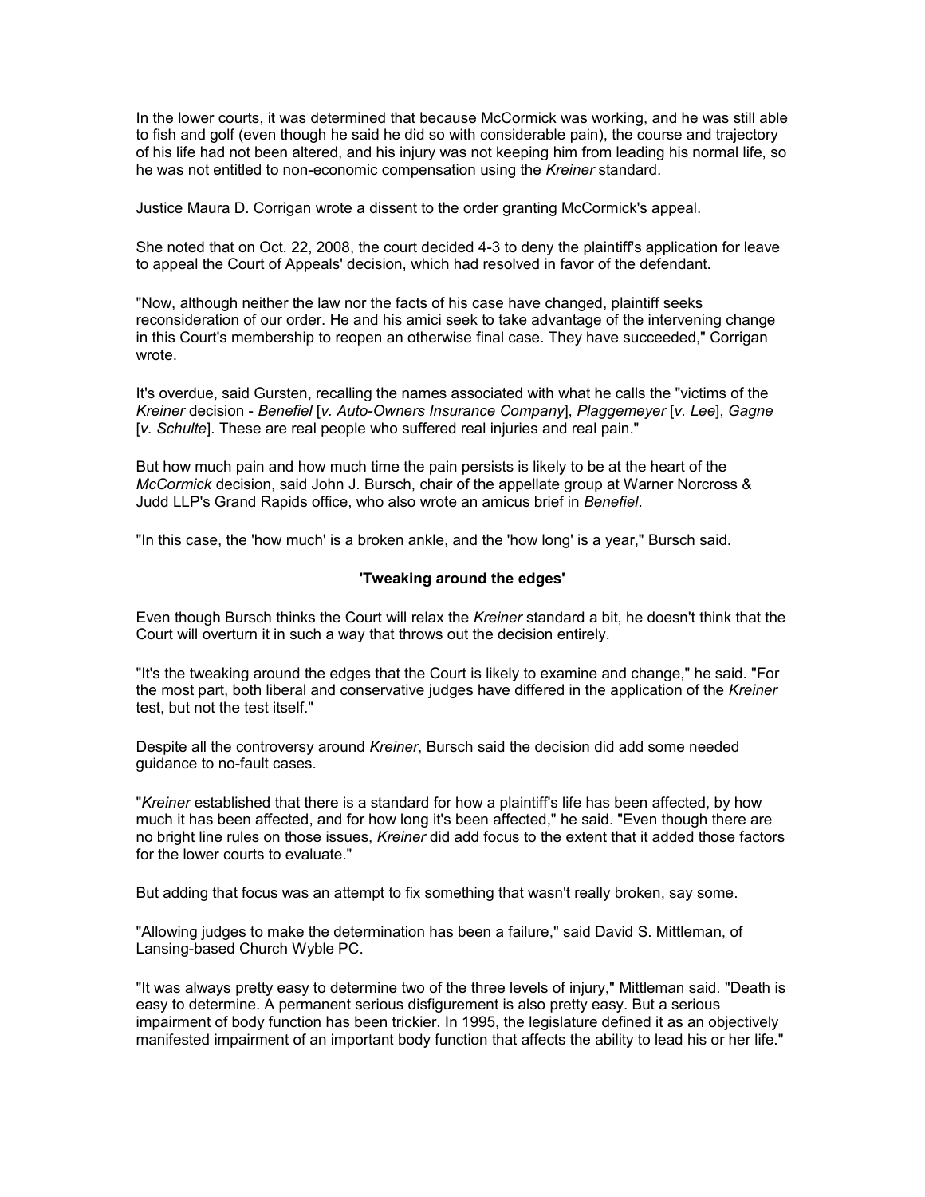In the lower courts, it was determined that because McCormick was working, and he was still able to fish and golf (even though he said he did so with considerable pain), the course and trajectory of his life had not been altered, and his injury was not keeping him from leading his normal life, so he was not entitled to non-economic compensation using the *Kreiner* standard.

Justice Maura D. Corrigan wrote a dissent to the order granting McCormick's appeal.

She noted that on Oct. 22, 2008, the court decided 4-3 to deny the plaintiff's application for leave to appeal the Court of Appeals' decision, which had resolved in favor of the defendant.

"Now, although neither the law nor the facts of his case have changed, plaintiff seeks reconsideration of our order. He and his amici seek to take advantage of the intervening change in this Court's membership to reopen an otherwise final case. They have succeeded," Corrigan wrote.

It's overdue, said Gursten, recalling the names associated with what he calls the "victims of the *Kreiner* decision - *Benefiel* [*v. Auto-Owners Insurance Company*], *Plaggemeyer* [*v. Lee*], *Gagne* [*v. Schulte*]. These are real people who suffered real injuries and real pain."

But how much pain and how much time the pain persists is likely to be at the heart of the *McCormick* decision, said John J. Bursch, chair of the appellate group at Warner Norcross & Judd LLP's Grand Rapids office, who also wrote an amicus brief in *Benefiel*.

"In this case, the 'how much' is a broken ankle, and the 'how long' is a year," Bursch said.

### 'Tweaking around the edges'

Even though Bursch thinks the Court will relax the *Kreiner* standard a bit, he doesn't think that the Court will overturn it in such a way that throws out the decision entirely.

"It's the tweaking around the edges that the Court is likely to examine and change," he said. "For the most part, both liberal and conservative judges have differed in the application of the *Kreiner* test, but not the test itself."

Despite all the controversy around *Kreiner*, Bursch said the decision did add some needed guidance to no-fault cases.

"*Kreiner* established that there is a standard for how a plaintiff's life has been affected, by how much it has been affected, and for how long it's been affected," he said. "Even though there are no bright line rules on those issues, *Kreiner* did add focus to the extent that it added those factors for the lower courts to evaluate."

But adding that focus was an attempt to fix something that wasn't really broken, say some.

"Allowing judges to make the determination has been a failure," said David S. Mittleman, of Lansing-based Church Wyble PC.

"It was always pretty easy to determine two of the three levels of injury," Mittleman said. "Death is easy to determine. A permanent serious disfigurement is also pretty easy. But a serious impairment of body function has been trickier. In 1995, the legislature defined it as an objectively manifested impairment of an important body function that affects the ability to lead his or her life."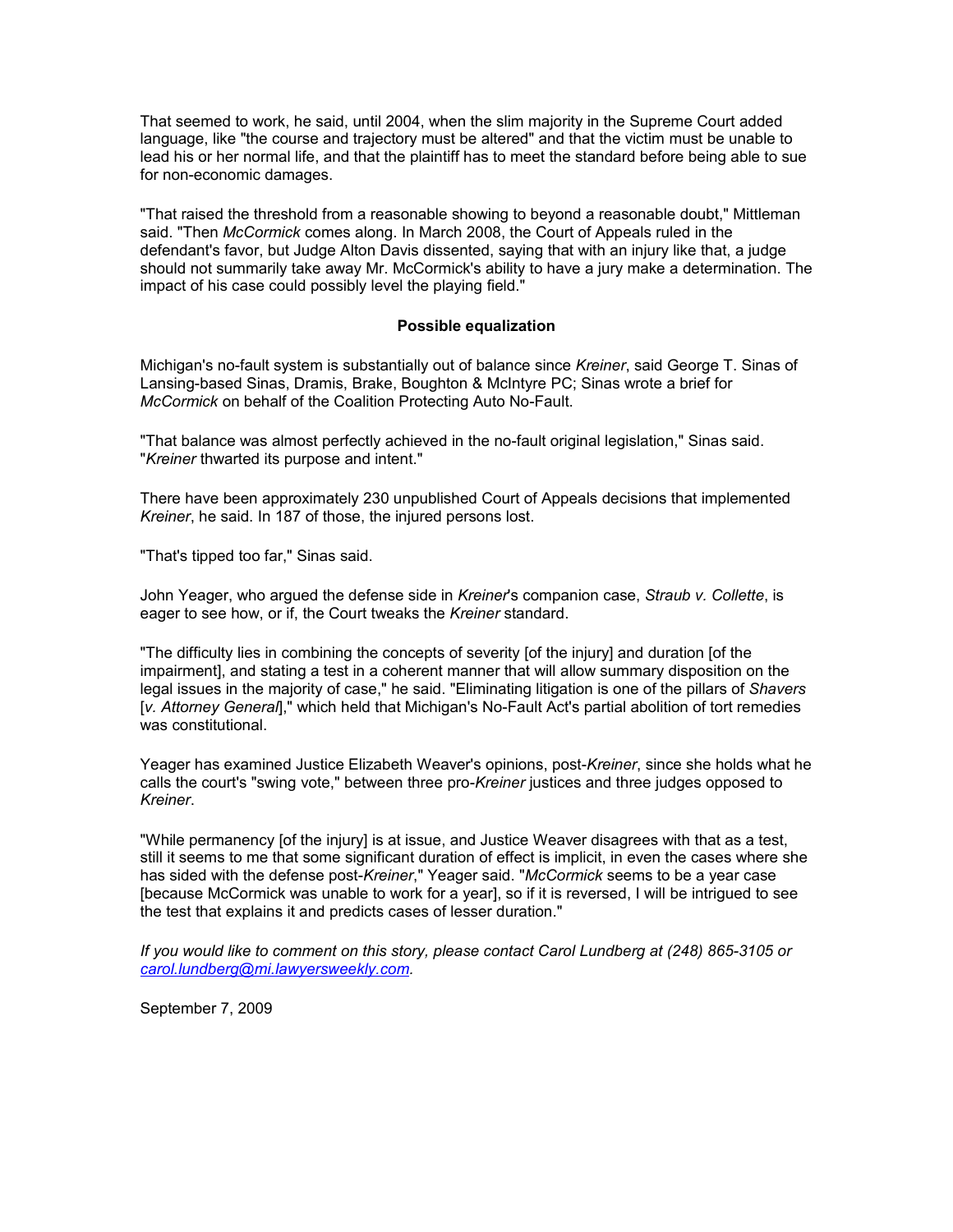That seemed to work, he said, until 2004, when the slim majority in the Supreme Court added language, like "the course and trajectory must be altered" and that the victim must be unable to lead his or her normal life, and that the plaintiff has to meet the standard before being able to sue for non-economic damages.

"That raised the threshold from a reasonable showing to beyond a reasonable doubt," Mittleman said. "Then *McCormick* comes along. In March 2008, the Court of Appeals ruled in the defendant's favor, but Judge Alton Davis dissented, saying that with an injury like that, a judge should not summarily take away Mr. McCormick's ability to have a jury make a determination. The impact of his case could possibly level the playing field."

**Possible equalization**

Michigan's no-fault system is substantially out of balance since *Kreiner*, said George T. Sinas of Lansing-based Sinas, Dramis, Brake, Boughton & McIntyre PC; Sinas wrote a brief for *McCormick* on behalf of the Coalition Protecting Auto No-Fault.

"That balance was almost perfectly achieved in the no-fault original legislation," Sinas said. "*Kreiner* thwarted its purpose and intent."

There have been approximately 230 unpublished Court of Appeals decisions that implemented *Kreiner*, he said. In 187 of those, the injured persons lost.

"That's tipped too far," Sinas said.

John Yeager, who argued the defense side in *Kreiner*'s companion case, *Straub v. Collette*, is eager to see how, or if, the Court tweaks the *Kreiner* standard.

"The difficulty lies in combining the concepts of severity [of the injury] and duration [of the impairment], and stating a test in a coherent manner that will allow summary disposition on the legal issues in the majority of case," he said. "Eliminating litigation is one of the pillars of *Shavers* [*v. Attorney General*]," which held that Michigan's No-Fault Act's partial abolition of tort remedies was constitutional.

Yeager has examined Justice Elizabeth Weaver's opinions, post-*Kreiner*, since she holds what he calls the court's "swing vote," between three pro-*Kreiner* justices and three judges opposed to *Kreiner*.

"While permanency [of the injury] is at issue, and Justice Weaver disagrees with that as a test, still it seems to me that some significant duration of effect is implicit, in even the cases where she has sided with the defense post-*Kreiner*," Yeager said. "*McCormick* seems to be a year case [because McCormick was unable to work for a year], so if it is reversed, I will be intrigued to see the test that explains it and predicts cases of lesser duration."

*If you would like to comment on this story, please contact Carol Lundberg at (248) 865-3105 or carol.lundberg@mi.lawyersweekly.com.*

September 7, 2009